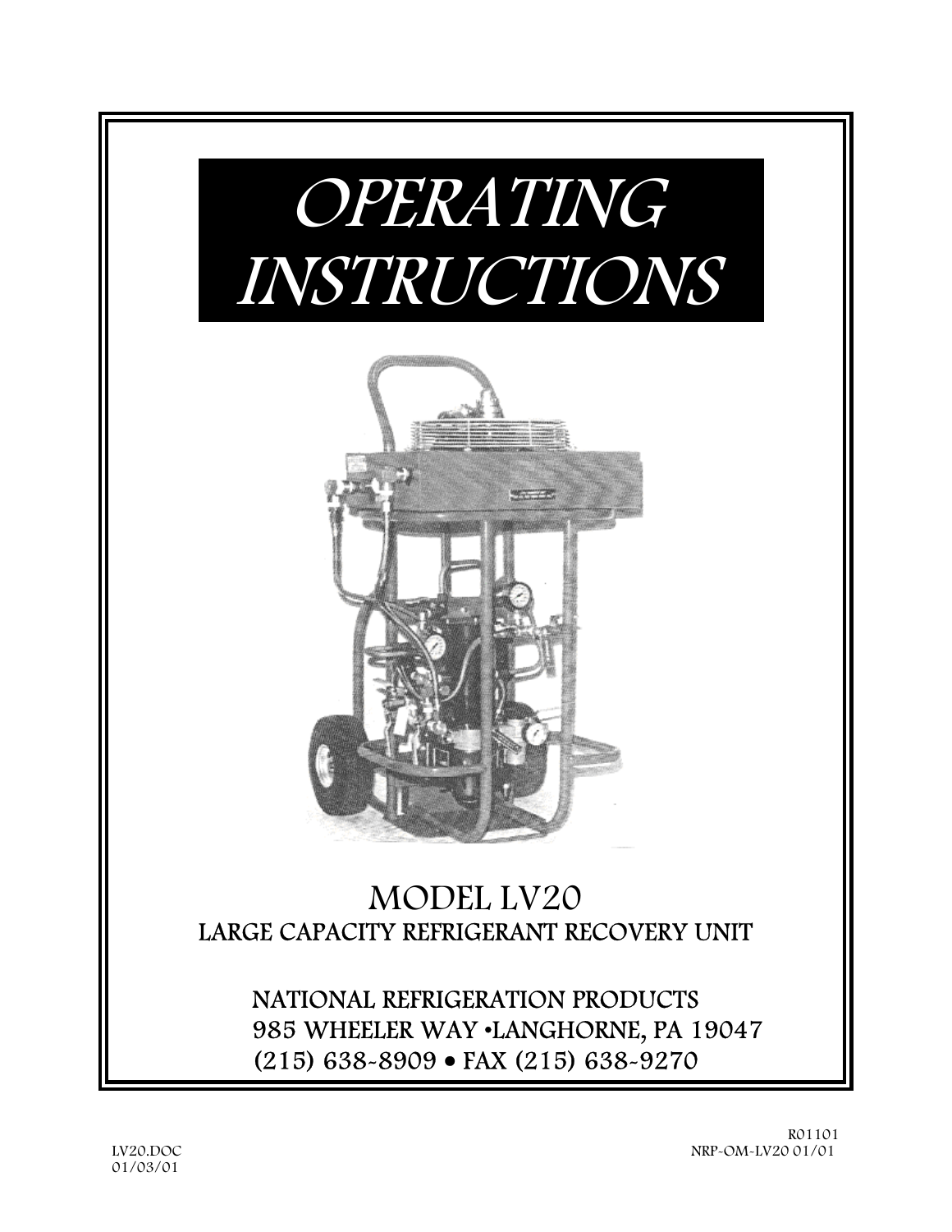# OPERATING INSTRUCTIONS

## MODEL LV20

LARGE CAPACITY REFRIGERANT RECOVERY UNIT

NATIONAL REFRIGERATION PRODUCTS
985 WHEELER WAY •LANGHORNE, PA 19047
(215) 638-8909 • FAX (215) 638-9270

LV20.DOC
01/03/01

R01101
NRP-OM-LV20 01/01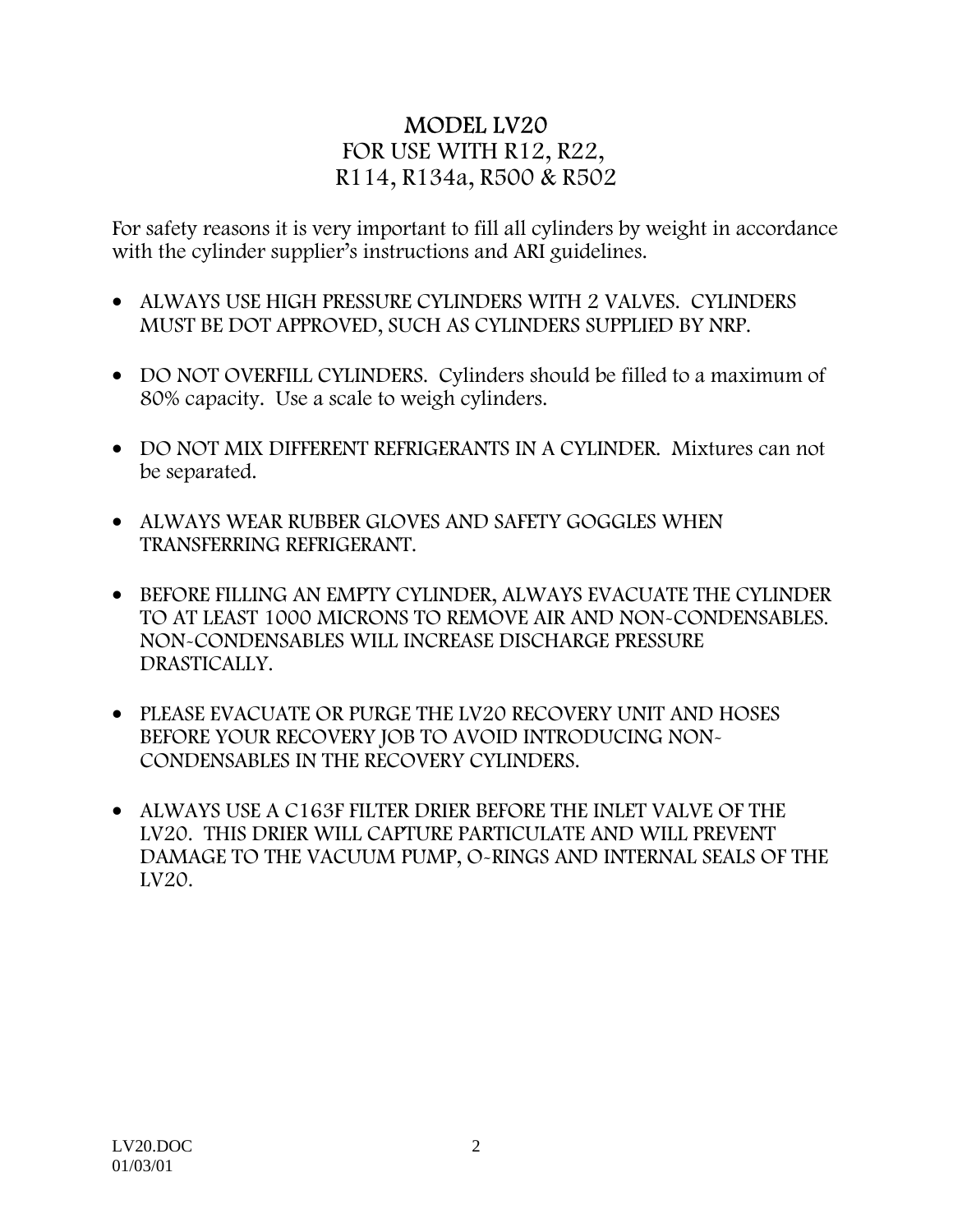# MODEL LV20
## FOR USE WITH R12, R22, R114, R134a, R500 & R502

For safety reasons it is very important to fill all cylinders by weight in accordance with the cylinder supplier's instructions and ARI guidelines.

- ALWAYS USE HIGH PRESSURE CYLINDERS WITH 2 VALVES. CYLINDERS MUST BE DOT APPROVED, SUCH AS CYLINDERS SUPPLIED BY NRP.

- DO NOT OVERFILL CYLINDERS. Cylinders should be filled to a maximum of 80% capacity. Use a scale to weigh cylinders.

- DO NOT MIX DIFFERENT REFRIGERANTS IN A CYLINDER. Mixtures can not be separated.

- ALWAYS WEAR RUBBER GLOVES AND SAFETY GOGGLES WHEN TRANSFERRING REFRIGERANT.

- BEFORE FILLING AN EMPTY CYLINDER, ALWAYS EVACUATE THE CYLINDER TO AT LEAST 1000 MICRONS TO REMOVE AIR AND NON-CONDENSABLES. NON-CONDENSABLES WILL INCREASE DISCHARGE PRESSURE DRASTICALLY.

- PLEASE EVACUATE OR PURGE THE LV20 RECOVERY UNIT AND HOSES BEFORE YOUR RECOVERY JOB TO AVOID INTRODUCING NON-CONDENSABLES IN THE RECOVERY CYLINDERS.

- ALWAYS USE A C163F FILTER DRIER BEFORE THE INLET VALVE OF THE LV20. THIS DRIER WILL CAPTURE PARTICULATE AND WILL PREVENT DAMAGE TO THE VACUUM PUMP, O-RINGS AND INTERNAL SEALS OF THE LV20.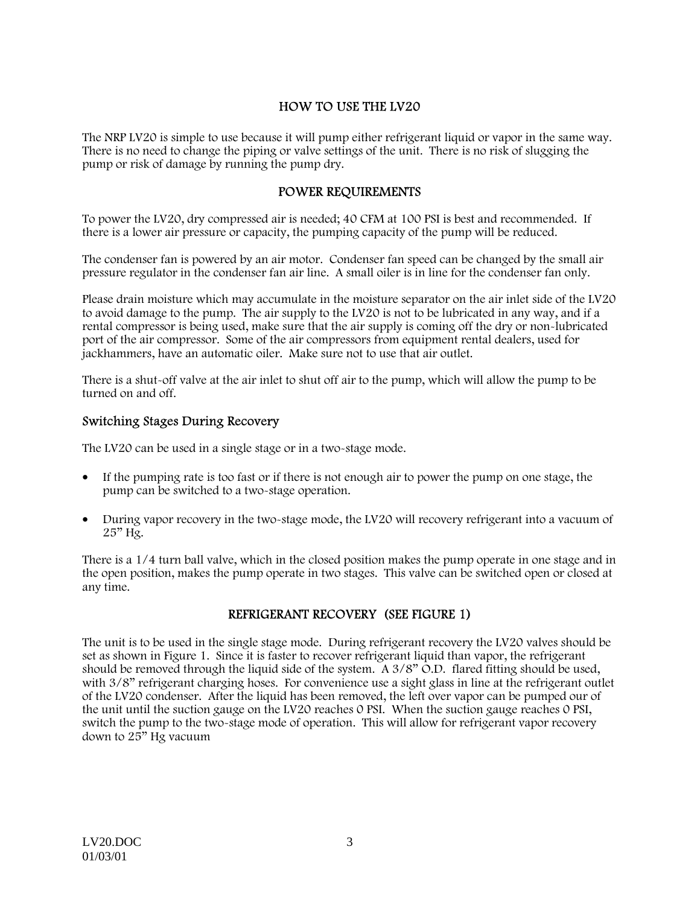## HOW TO USE THE LV20

The NRP LV20 is simple to use because it will pump either refrigerant liquid or vapor in the same way. There is no need to change the piping or valve settings of the unit. There is no risk of slugging the pump or risk of damage by running the pump dry.

## POWER REQUIREMENTS

To power the LV20, dry compressed air is needed; 40 CFM at 100 PSI is best and recommended. If there is a lower air pressure or capacity, the pumping capacity of the pump will be reduced.

The condenser fan is powered by an air motor. Condenser fan speed can be changed by the small air pressure regulator in the condenser fan air line. A small oiler is in line for the condenser fan only.

Please drain moisture which may accumulate in the moisture separator on the air inlet side of the LV20 to avoid damage to the pump. The air supply to the LV20 is not to be lubricated in any way, and if a rental compressor is being used, make sure that the air supply is coming off the dry or non-lubricated port of the air compressor. Some of the air compressors from equipment rental dealers, used for jackhammers, have an automatic oiler. Make sure not to use that air outlet.

There is a shut-off valve at the air inlet to shut off air to the pump, which will allow the pump to be turned on and off.

### Switching Stages During Recovery

The LV20 can be used in a single stage or in a two-stage mode.

- If the pumping rate is too fast or if there is not enough air to power the pump on one stage, the pump can be switched to a two-stage operation.
- During vapor recovery in the two-stage mode, the LV20 will recovery refrigerant into a vacuum of 25" Hg.

There is a 1/4 turn ball valve, which in the closed position makes the pump operate in one stage and in the open position, makes the pump operate in two stages. This valve can be switched open or closed at any time.

## REFRIGERANT RECOVERY (SEE FIGURE 1)

The unit is to be used in the single stage mode. During refrigerant recovery the LV20 valves should be set as shown in Figure 1. Since it is faster to recover refrigerant liquid than vapor, the refrigerant should be removed through the liquid side of the system. A 3/8" O.D. flared fitting should be used, with 3/8" refrigerant charging hoses. For convenience use a sight glass in line at the refrigerant outlet of the LV20 condenser. After the liquid has been removed, the left over vapor can be pumped our of the unit until the suction gauge on the LV20 reaches 0 PSI. When the suction gauge reaches 0 PSI, switch the pump to the two-stage mode of operation. This will allow for refrigerant vapor recovery down to 25" Hg vacuum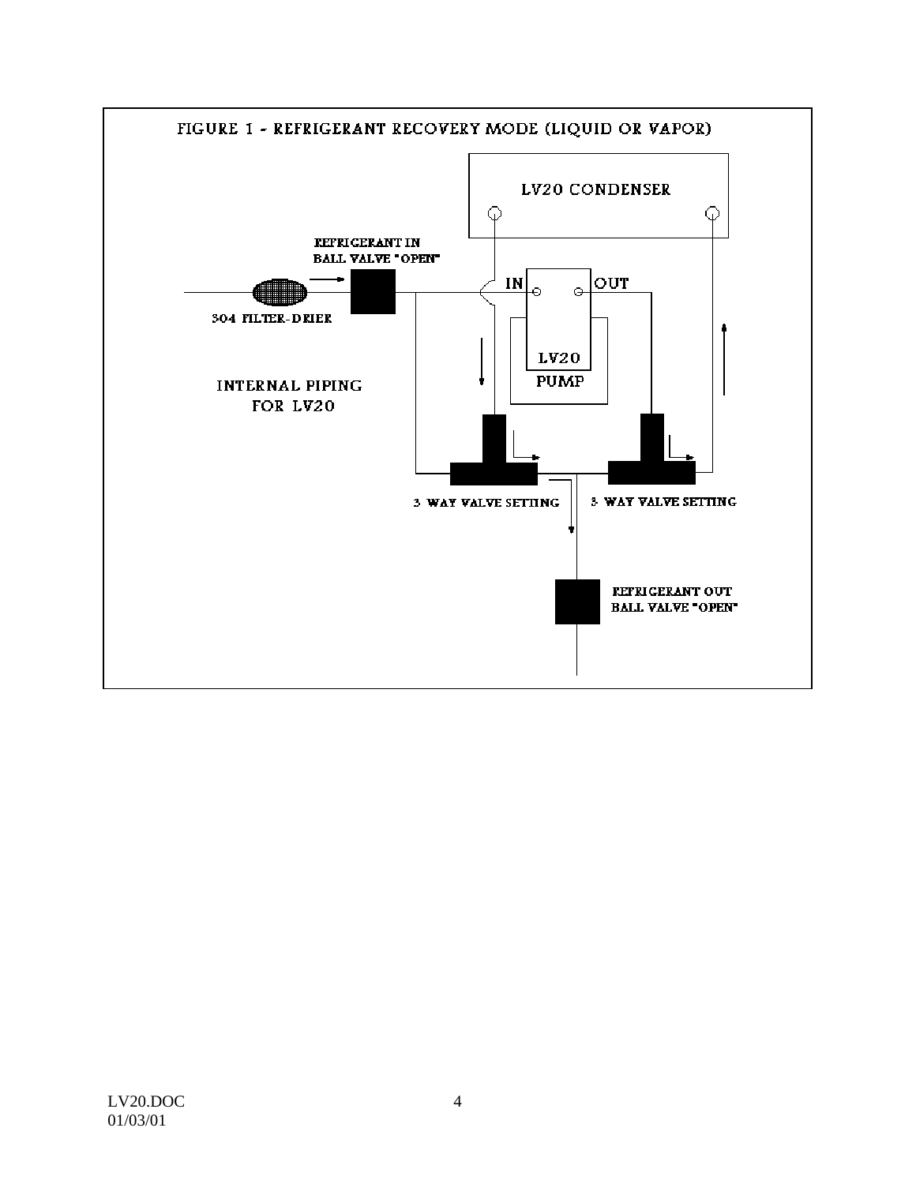FIGURE 1 - REFRIGERANT RECOVERY MODE (LIQUID OR VAPOR)

LV20 CONDENSER

REFRIGERANT IN
BALL VALVE "OPEN"

304 FILTER-DRIER

IN

OUT

LV20
PUMP

INTERNAL PIPING
FOR LV20

3 WAY VALVE SETTING

3 WAY VALVE SETTING

REFRIGERANT OUT
BALL VALVE "OPEN"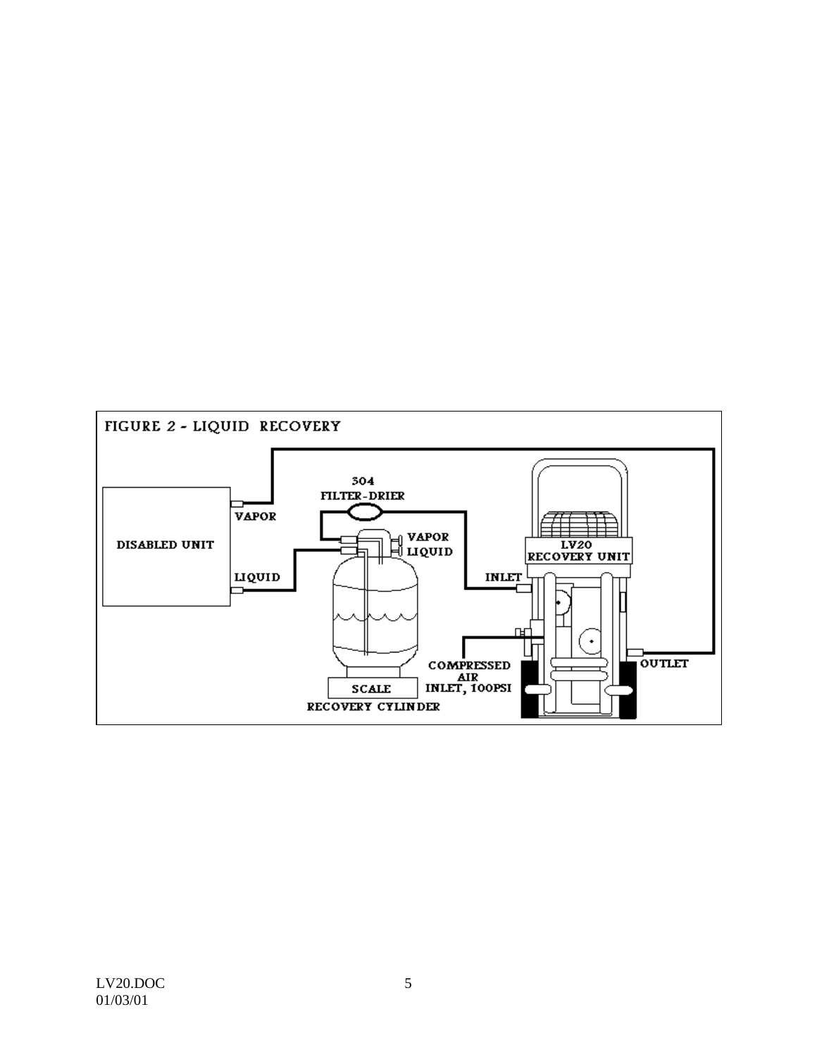FIGURE 2 - LIQUID RECOVERY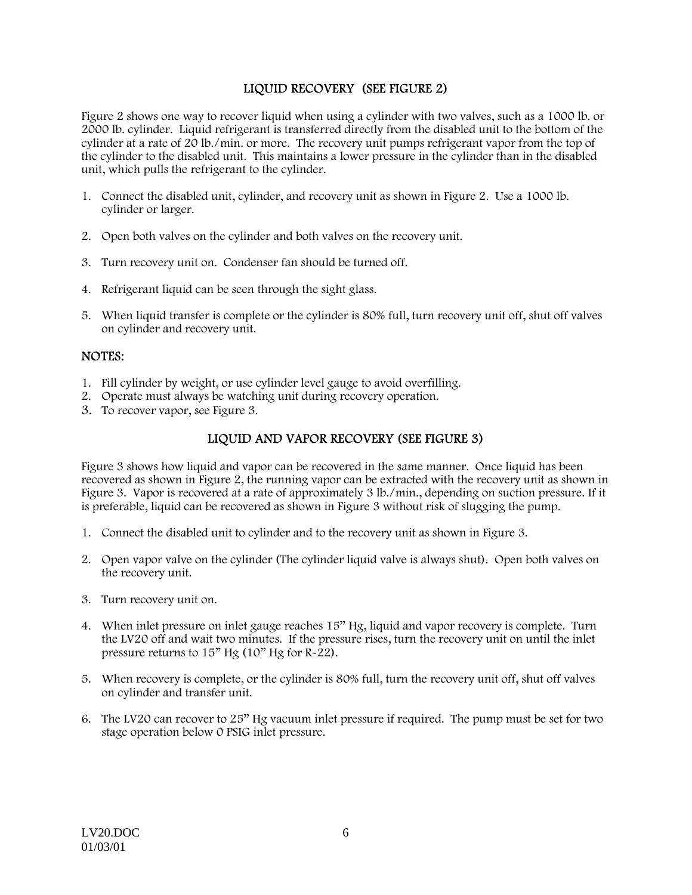## LIQUID RECOVERY (SEE FIGURE 2)

Figure 2 shows one way to recover liquid when using a cylinder with two valves, such as a 1000 lb. or 2000 lb. cylinder. Liquid refrigerant is transferred directly from the disabled unit to the bottom of the cylinder at a rate of 20 lb./min. or more. The recovery unit pumps refrigerant vapor from the top of the cylinder to the disabled unit. This maintains a lower pressure in the cylinder than in the disabled unit, which pulls the refrigerant to the cylinder.

1. Connect the disabled unit, cylinder, and recovery unit as shown in Figure 2. Use a 1000 lb. cylinder or larger.

2. Open both valves on the cylinder and both valves on the recovery unit.

3. Turn recovery unit on. Condenser fan should be turned off.

4. Refrigerant liquid can be seen through the sight glass.

5. When liquid transfer is complete or the cylinder is 80% full, turn recovery unit off, shut off valves on cylinder and recovery unit.

### NOTES:

1. Fill cylinder by weight, or use cylinder level gauge to avoid overfilling.
2. Operate must always be watching unit during recovery operation.
3. To recover vapor, see Figure 3.

## LIQUID AND VAPOR RECOVERY (SEE FIGURE 3)

Figure 3 shows how liquid and vapor can be recovered in the same manner. Once liquid has been recovered as shown in Figure 2, the running vapor can be extracted with the recovery unit as shown in Figure 3. Vapor is recovered at a rate of approximately 3 lb./min., depending on suction pressure. If it is preferable, liquid can be recovered as shown in Figure 3 without risk of slugging the pump.

1. Connect the disabled unit to cylinder and to the recovery unit as shown in Figure 3.

2. Open vapor valve on the cylinder (The cylinder liquid valve is always shut). Open both valves on the recovery unit.

3. Turn recovery unit on.

4. When inlet pressure on inlet gauge reaches 15" Hg, liquid and vapor recovery is complete. Turn the LV20 off and wait two minutes. If the pressure rises, turn the recovery unit on until the inlet pressure returns to 15" Hg (10" Hg for R-22).

5. When recovery is complete, or the cylinder is 80% full, turn the recovery unit off, shut off valves on cylinder and transfer unit.

6. The LV20 can recover to 25" Hg vacuum inlet pressure if required. The pump must be set for two stage operation below 0 PSIG inlet pressure.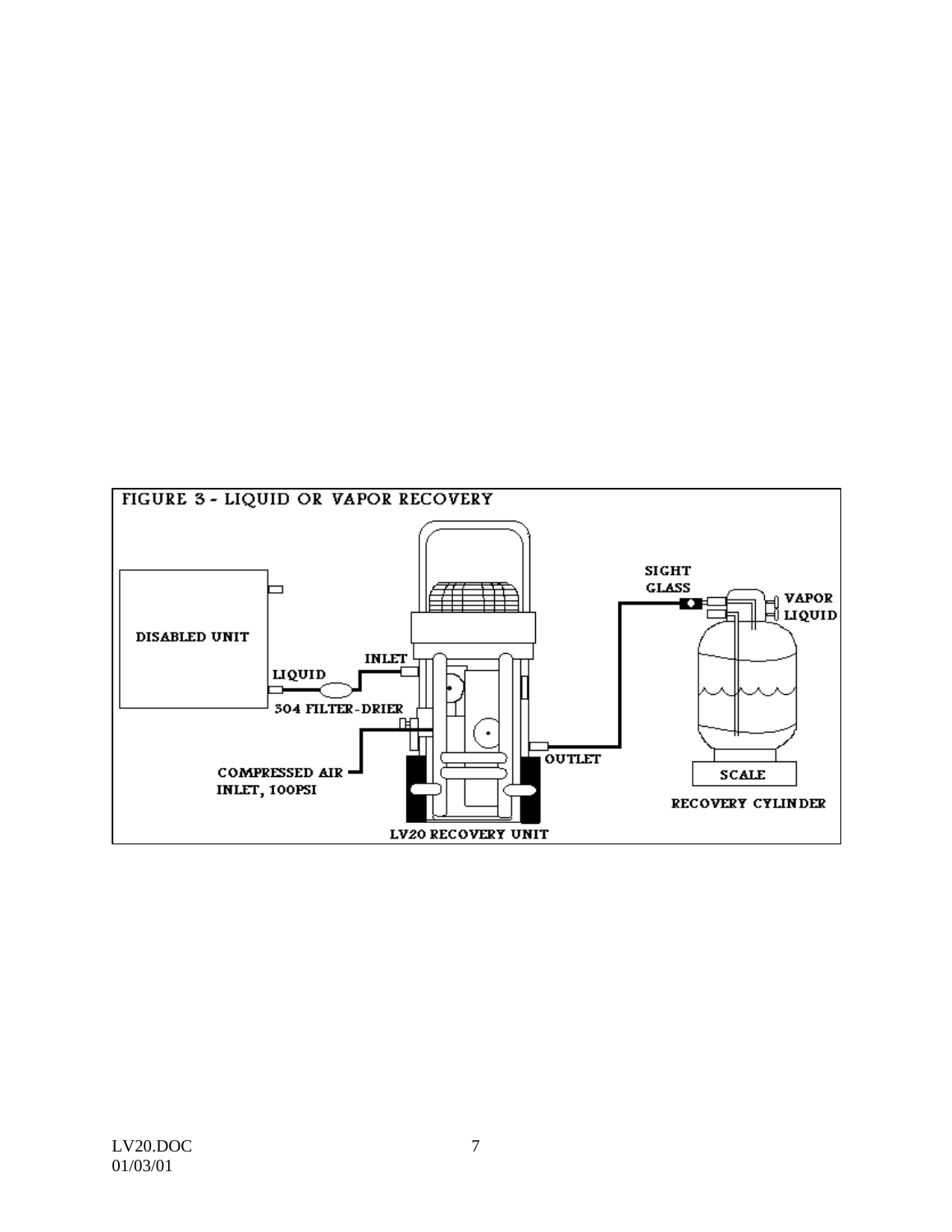FIGURE 3 - LIQUID OR VAPOR RECOVERY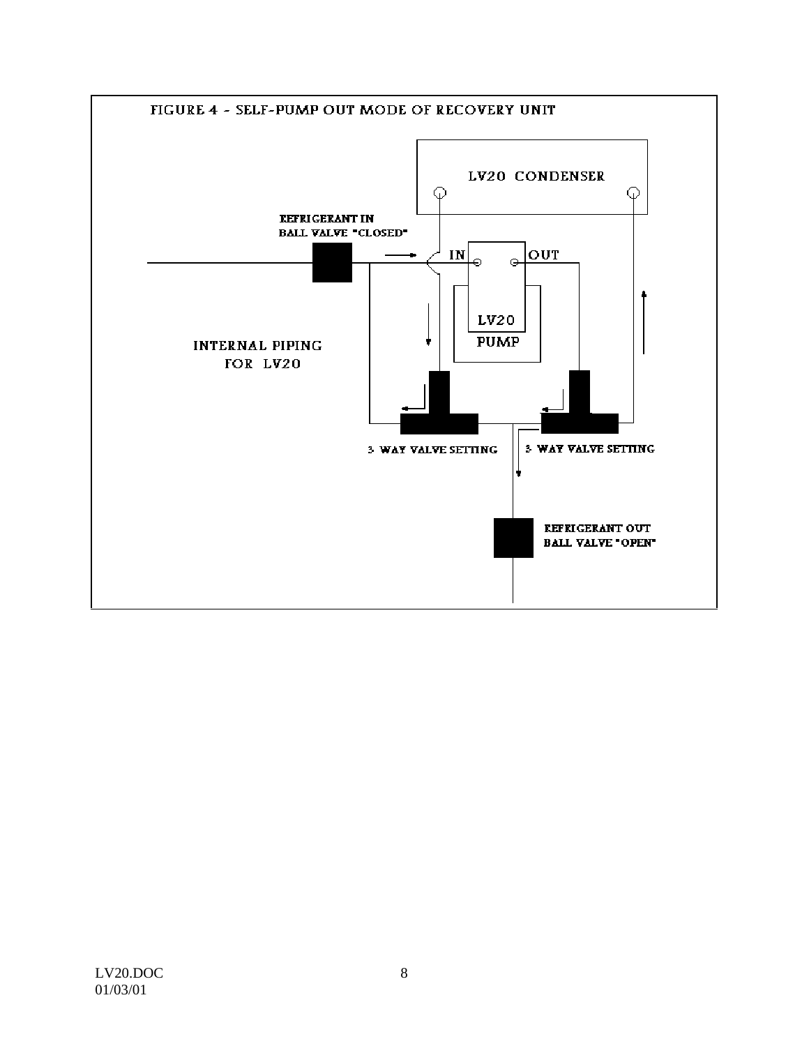FIGURE 4 - SELF-PUMP OUT MODE OF RECOVERY UNIT

LV20 CONDENSER

REFRIGERANT IN
BALL VALVE "CLOSED"

IN

OUT

LV20
PUMP

INTERNAL PIPING
FOR LV20

3- WAY VALVE SETTING

3- WAY VALVE SETTING

REFRIGERANT OUT
BALL VALVE "OPEN"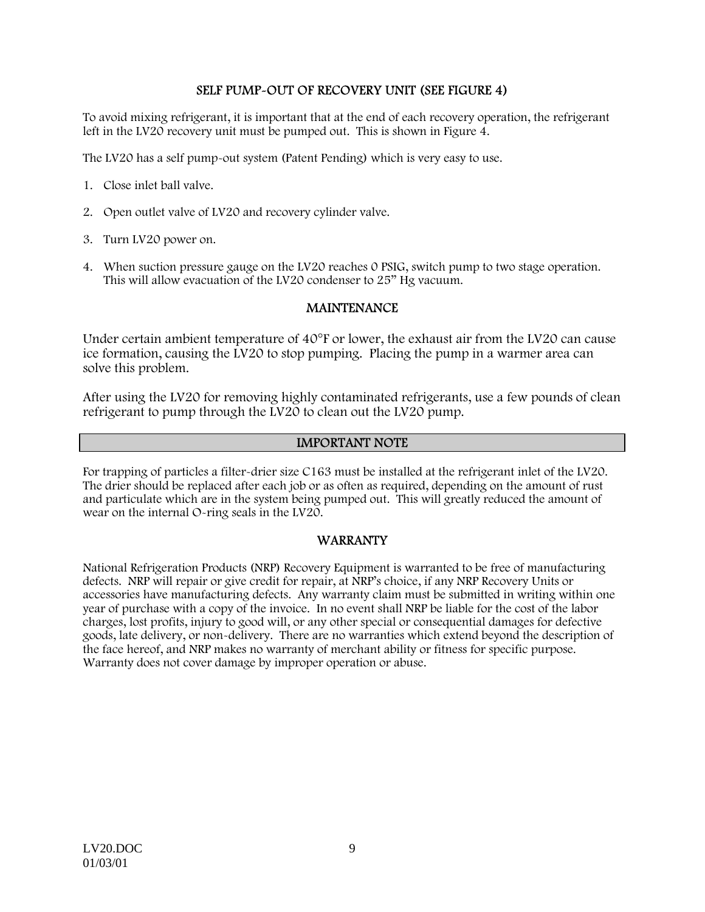## SELF PUMP-OUT OF RECOVERY UNIT (SEE FIGURE 4)

To avoid mixing refrigerant, it is important that at the end of each recovery operation, the refrigerant left in the LV20 recovery unit must be pumped out. This is shown in Figure 4.

The LV20 has a self pump-out system (Patent Pending) which is very easy to use.

1. Close inlet ball valve.
2. Open outlet valve of LV20 and recovery cylinder valve.
3. Turn LV20 power on.
4. When suction pressure gauge on the LV20 reaches 0 PSIG, switch pump to two stage operation. This will allow evacuation of the LV20 condenser to 25" Hg vacuum.

## MAINTENANCE

Under certain ambient temperature of 40°F or lower, the exhaust air from the LV20 can cause ice formation, causing the LV20 to stop pumping. Placing the pump in a warmer area can solve this problem.

After using the LV20 for removing highly contaminated refrigerants, use a few pounds of clean refrigerant to pump through the LV20 to clean out the LV20 pump.

## IMPORTANT NOTE

For trapping of particles a filter-drier size C163 must be installed at the refrigerant inlet of the LV20. The drier should be replaced after each job or as often as required, depending on the amount of rust and particulate which are in the system being pumped out. This will greatly reduced the amount of wear on the internal O-ring seals in the LV20.

## WARRANTY

National Refrigeration Products (NRP) Recovery Equipment is warranted to be free of manufacturing defects. NRP will repair or give credit for repair, at NRP's choice, if any NRP Recovery Units or accessories have manufacturing defects. Any warranty claim must be submitted in writing within one year of purchase with a copy of the invoice. In no event shall NRP be liable for the cost of the labor charges, lost profits, injury to good will, or any other special or consequential damages for defective goods, late delivery, or non-delivery. There are no warranties which extend beyond the description of the face hereof, and NRP makes no warranty of merchant ability or fitness for specific purpose. Warranty does not cover damage by improper operation or abuse.

LV20.DOC
01/03/01